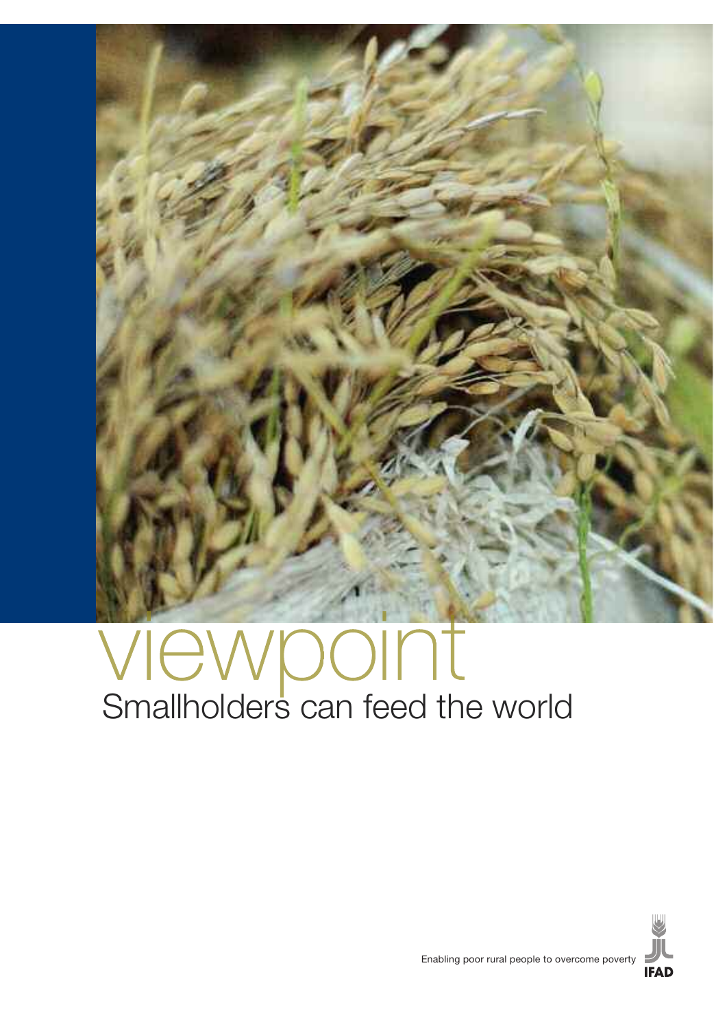# viewpoint

## Smallholders can feed the world

Enabling poor rural people to overcome poverty

IFAD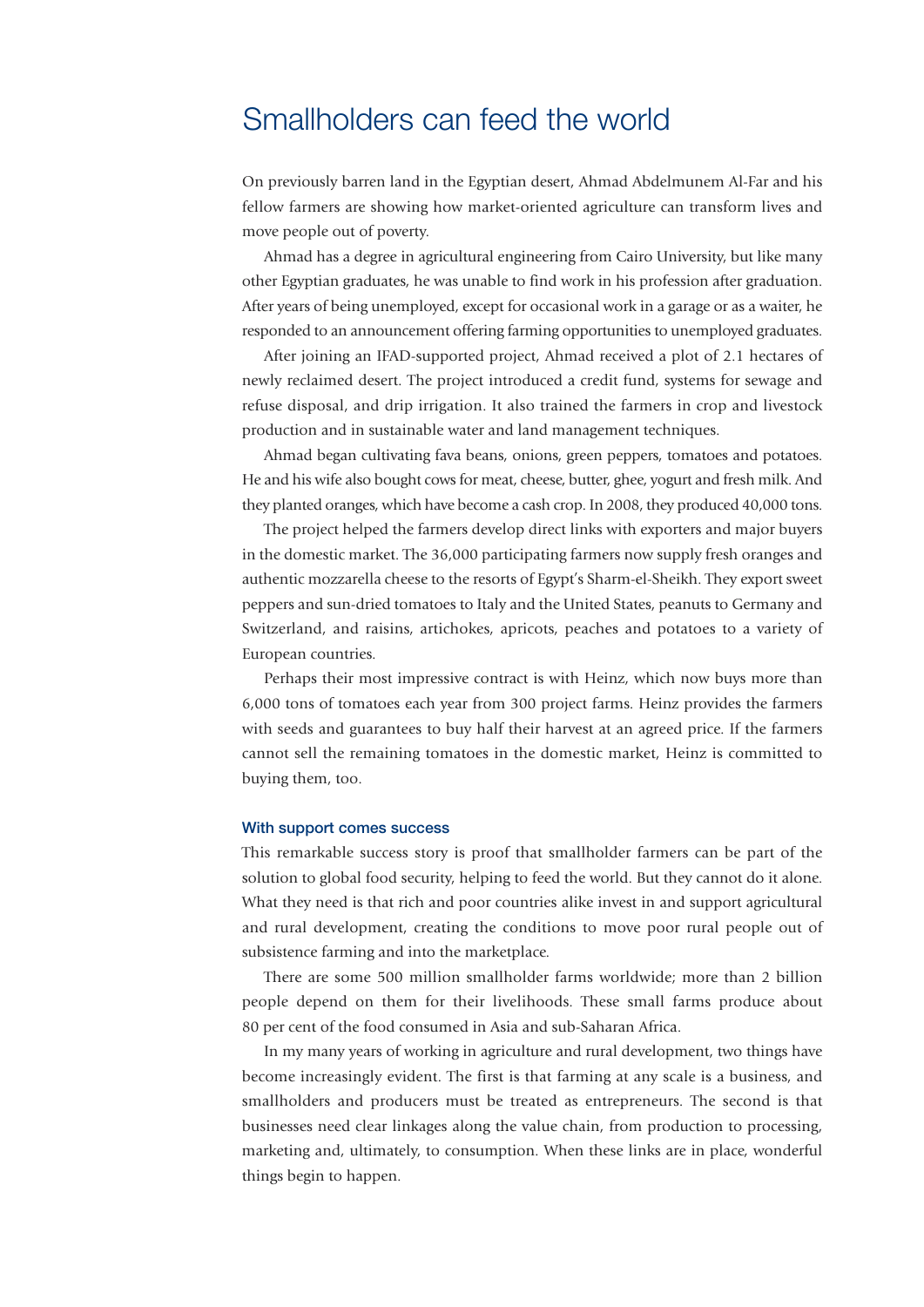# Smallholders can feed the world

On previously barren land in the Egyptian desert, Ahmad Abdelmunem Al-Far and his fellow farmers are showing how market-oriented agriculture can transform lives and move people out of poverty.

Ahmad has a degree in agricultural engineering from Cairo University, but like many other Egyptian graduates, he was unable to find work in his profession after graduation. After years of being unemployed, except for occasional work in a garage or as a waiter, he responded to an announcement offering farming opportunities to unemployed graduates.

After joining an IFAD-supported project, Ahmad received a plot of 2.1 hectares of newly reclaimed desert. The project introduced a credit fund, systems for sewage and refuse disposal, and drip irrigation. It also trained the farmers in crop and livestock production and in sustainable water and land management techniques.

Ahmad began cultivating fava beans, onions, green peppers, tomatoes and potatoes. He and his wife also bought cows for meat, cheese, butter, ghee, yogurt and fresh milk. And they planted oranges, which have become a cash crop. In 2008, they produced 40,000 tons.

The project helped the farmers develop direct links with exporters and major buyers in the domestic market. The 36,000 participating farmers now supply fresh oranges and authentic mozzarella cheese to the resorts of Egypt's Sharm-el-Sheikh. They export sweet peppers and sun-dried tomatoes to Italy and the United States, peanuts to Germany and Switzerland, and raisins, artichokes, apricots, peaches and potatoes to a variety of European countries.

Perhaps their most impressive contract is with Heinz, which now buys more than 6,000 tons of tomatoes each year from 300 project farms. Heinz provides the farmers with seeds and guarantees to buy half their harvest at an agreed price. If the farmers cannot sell the remaining tomatoes in the domestic market, Heinz is committed to buying them, too.

### With support comes success

This remarkable success story is proof that smallholder farmers can be part of the solution to global food security, helping to feed the world. But they cannot do it alone. What they need is that rich and poor countries alike invest in and support agricultural and rural development, creating the conditions to move poor rural people out of subsistence farming and into the marketplace.

There are some 500 million smallholder farms worldwide; more than 2 billion people depend on them for their livelihoods. These small farms produce about 80 per cent of the food consumed in Asia and sub-Saharan Africa.

In my many years of working in agriculture and rural development, two things have become increasingly evident. The first is that farming at any scale is a business, and smallholders and producers must be treated as entrepreneurs. The second is that businesses need clear linkages along the value chain, from production to processing, marketing and, ultimately, to consumption. When these links are in place, wonderful things begin to happen.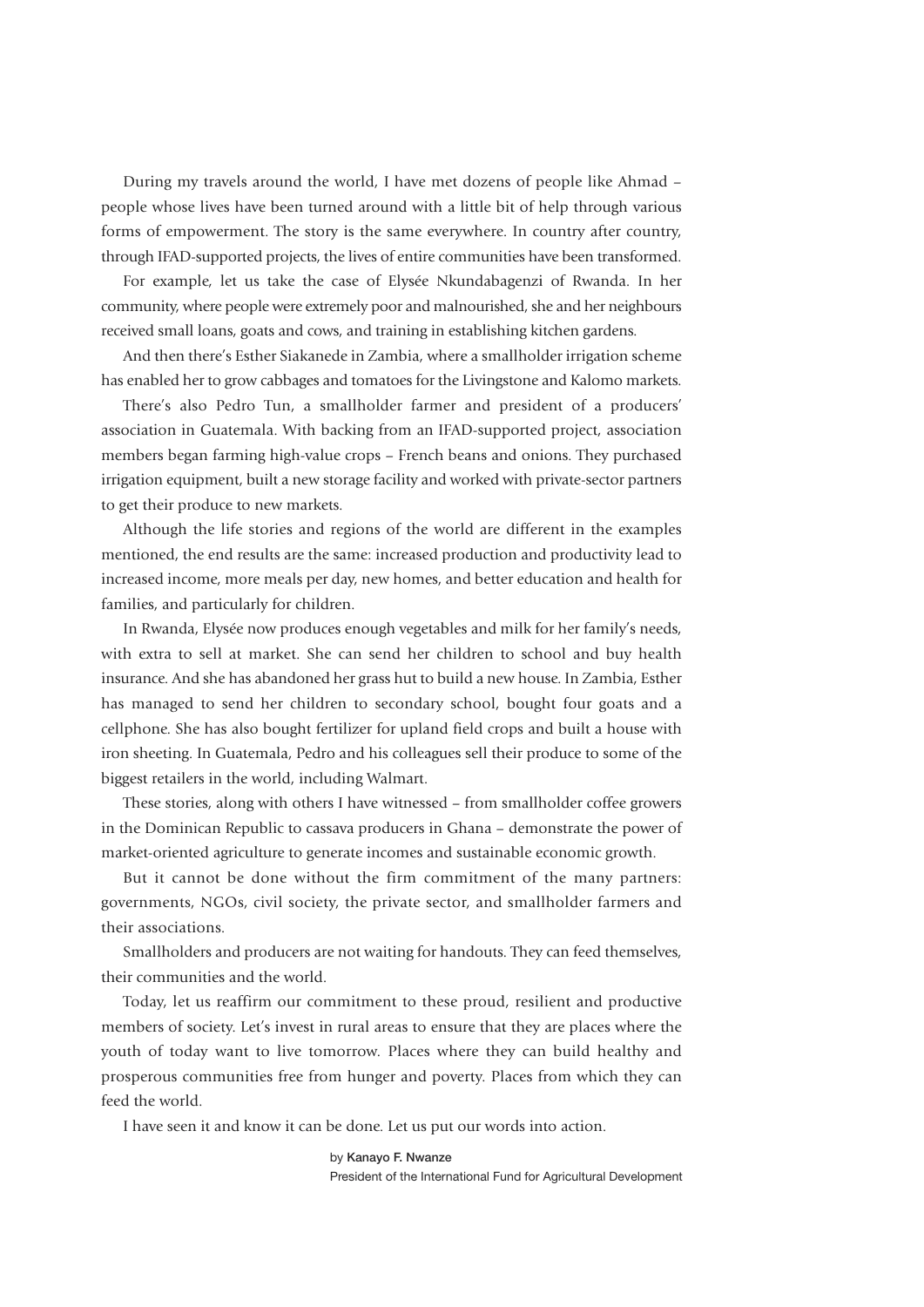During my travels around the world, I have met dozens of people like Ahmad – people whose lives have been turned around with a little bit of help through various forms of empowerment. The story is the same everywhere. In country after country, through IFAD-supported projects, the lives of entire communities have been transformed.

For example, let us take the case of Elysée Nkundabagenzi of Rwanda. In her community, where people were extremely poor and malnourished, she and her neighbours received small loans, goats and cows, and training in establishing kitchen gardens.

And then there's Esther Siakanede in Zambia, where a smallholder irrigation scheme has enabled her to grow cabbages and tomatoes for the Livingstone and Kalomo markets.

There's also Pedro Tun, a smallholder farmer and president of a producers' association in Guatemala. With backing from an IFAD-supported project, association members began farming high-value crops – French beans and onions. They purchased irrigation equipment, built a new storage facility and worked with private-sector partners to get their produce to new markets.

Although the life stories and regions of the world are different in the examples mentioned, the end results are the same: increased production and productivity lead to increased income, more meals per day, new homes, and better education and health for families, and particularly for children.

In Rwanda, Elysée now produces enough vegetables and milk for her family's needs, with extra to sell at market. She can send her children to school and buy health insurance. And she has abandoned her grass hut to build a new house. In Zambia, Esther has managed to send her children to secondary school, bought four goats and a cellphone. She has also bought fertilizer for upland field crops and built a house with iron sheeting. In Guatemala, Pedro and his colleagues sell their produce to some of the biggest retailers in the world, including Walmart.

These stories, along with others I have witnessed – from smallholder coffee growers in the Dominican Republic to cassava producers in Ghana – demonstrate the power of market-oriented agriculture to generate incomes and sustainable economic growth.

But it cannot be done without the firm commitment of the many partners: governments, NGOs, civil society, the private sector, and smallholder farmers and their associations.

Smallholders and producers are not waiting for handouts. They can feed themselves, their communities and the world.

Today, let us reaffirm our commitment to these proud, resilient and productive members of society. Let's invest in rural areas to ensure that they are places where the youth of today want to live tomorrow. Places where they can build healthy and prosperous communities free from hunger and poverty. Places from which they can feed the world.

I have seen it and know it can be done. Let us put our words into action.

by **Kanayo F. Nwanze**
President of the International Fund for Agricultural Development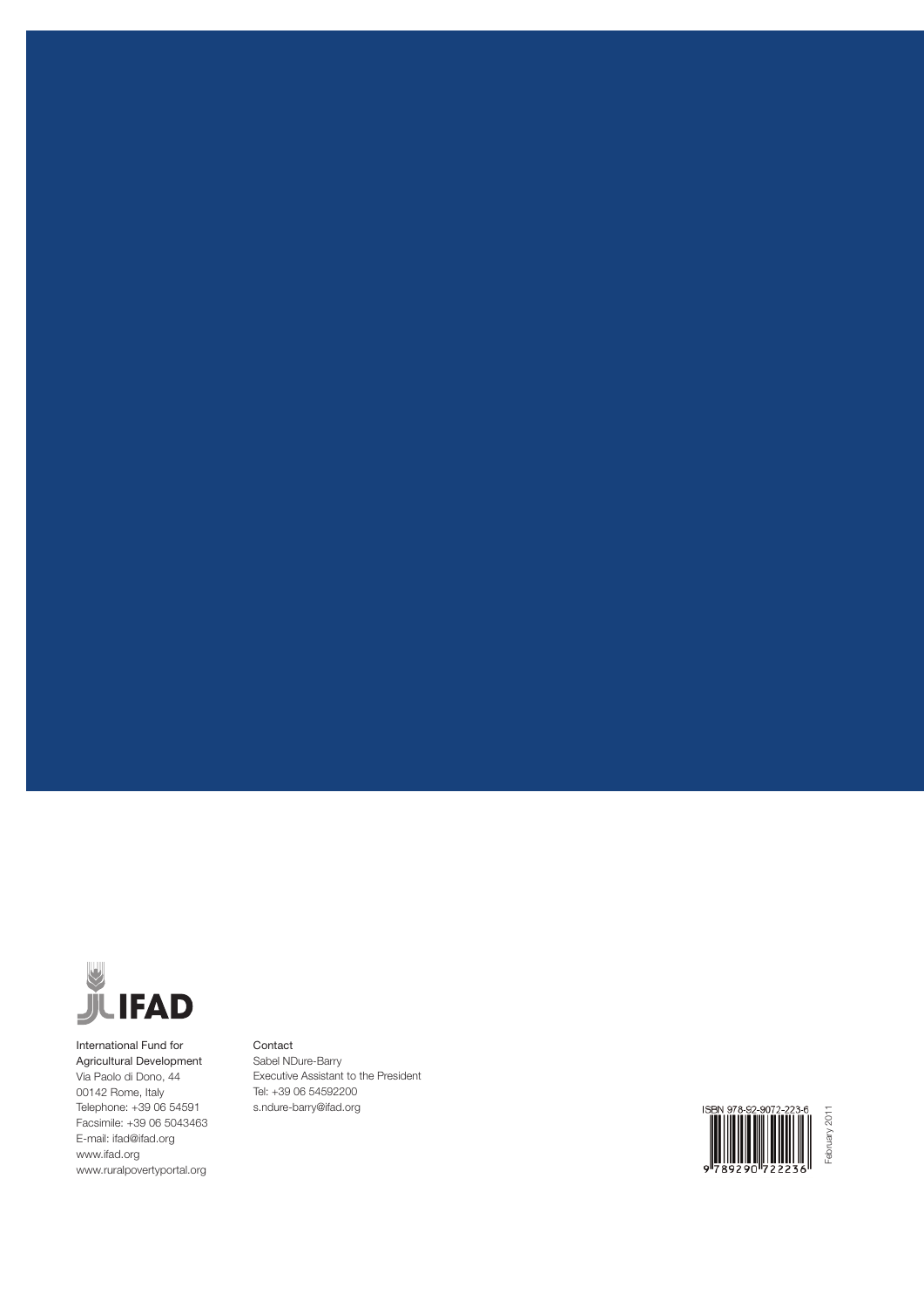IFAD

International Fund for Agricultural Development
Via Paolo di Dono, 44
00142 Rome, Italy
Telephone: +39 06 54591
Facsimile: +39 06 5043463
E-mail: ifad@ifad.org
www.ifad.org
www.ruralpovertyportal.org

Contact
Sabel NDure-Barry
Executive Assistant to the President
Tel: +39 06 54592200
s.ndure-barry@ifad.org

ISBN 978-92-9072-223-6

February 2011